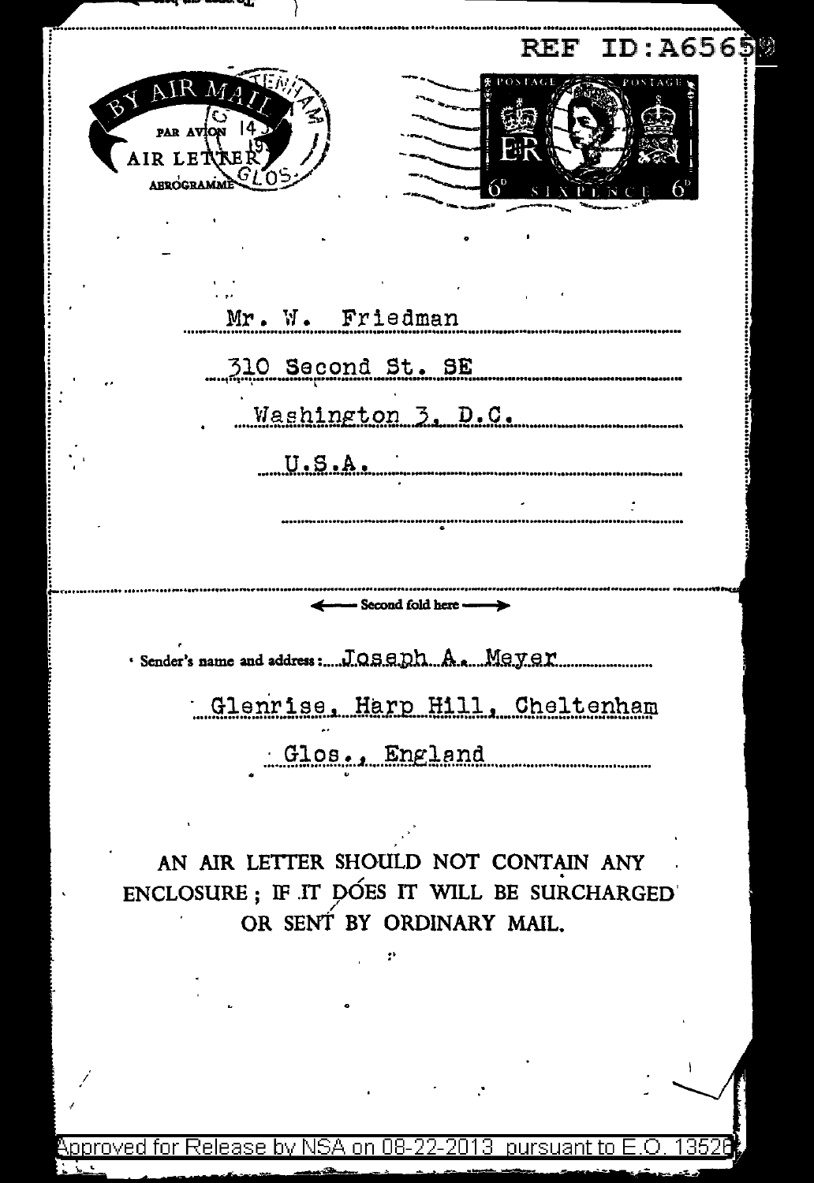REF ID:A65659

BY AIR MAIL
PAR AVION
AIR LETTER
AEROGRAMME

CHELTENHAM 14 19 GLOS.

POSTAGE ER POSTAGE
6D SIXPENCE 6D

Mr. W. Friedman

310 Second St. SE

Washington 3, D.C.

U.S.A.

← Second fold here →

Sender's name and address: Joseph A. Meyer

Glenrise, Harp Hill, Cheltenham

Glos., England

AN AIR LETTER SHOULD NOT CONTAIN ANY ENCLOSURE; IF IT DOES IT WILL BE SURCHARGED OR SENT BY ORDINARY MAIL.

Approved for Release by NSA on 08-22-2013 pursuant to E.O. 13526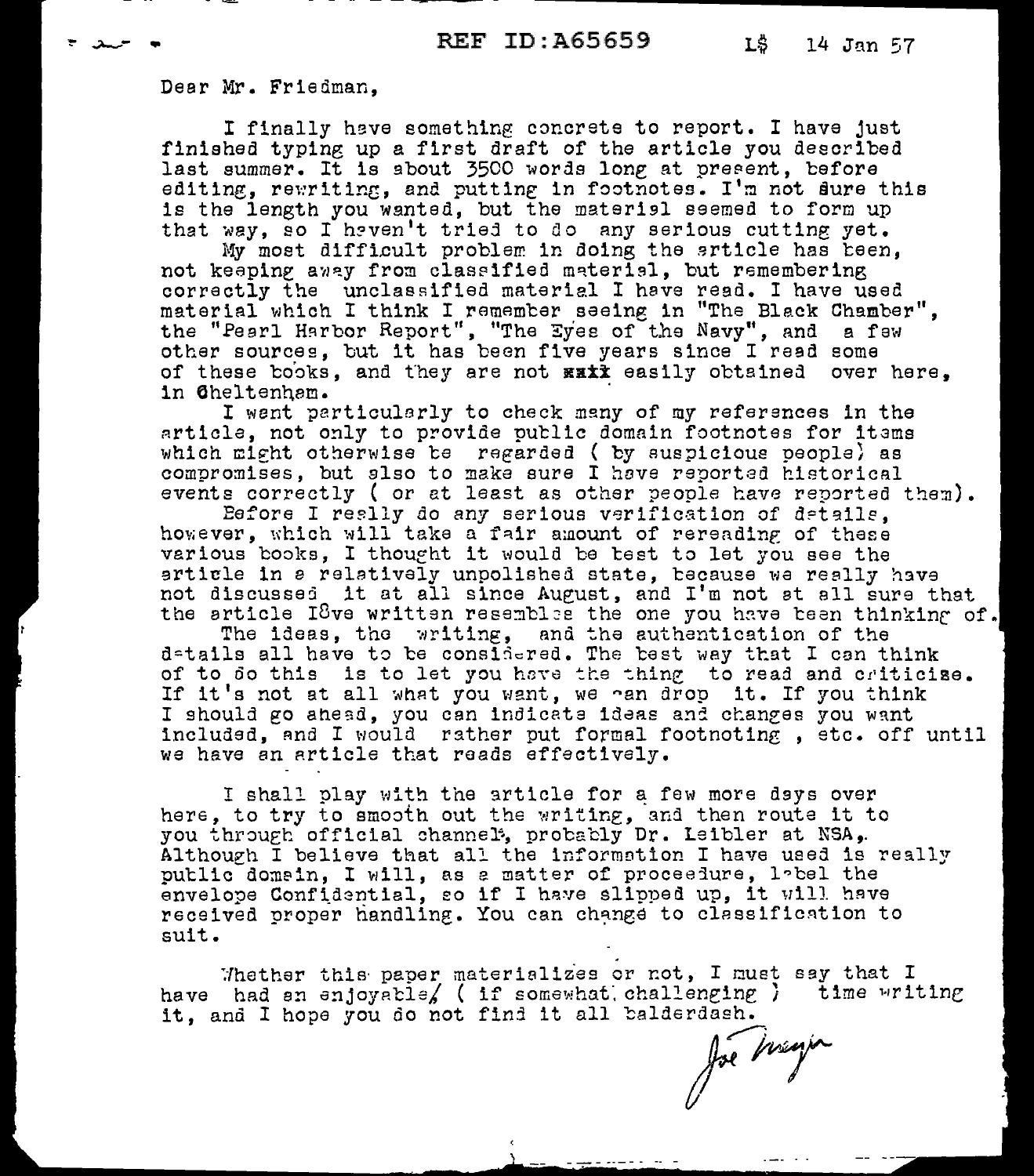REF ID:A65659 L$ 14 Jan 57

Dear Mr. Friedman,

I finally have something concrete to report. I have just finished typing up a first draft of the article you described last summer. It is about 3500 words long at present, before editing, rewriting, and putting in footnotes. I'm not sure this is the length you wanted, but the material seemed to form up that way, so I haven't tried to do any serious cutting yet.

My most difficult problem in doing the article has been, not keeping away from classified material, but remembering correctly the unclassified material I have read. I have used material which I think I remember seeing in "The Black Chamber", the "Pearl Harbor Report", "The Eyes of the Navy", and a few other sources, but it has been five years since I read some of these books, and they are not ~~xxxx~~ easily obtained over here, in Cheltenham.

I want particularly to check many of my references in the article, not only to provide public domain footnotes for items which might otherwise be regarded ( by suspicious people) as compromises, but also to make sure I have reported historical events correctly ( or at least as other people have reported them).

Before I really do any serious verification of details, however, which will take a fair amount of rereading of these various books, I thought it would be best to let you see the article in a relatively unpolished state, because we really have not discussed it at all since August, and I'm not at all sure that the article I've written resembles the one you have been thinking of.

The ideas, the writing, and the authentication of the details all have to be considered. The best way that I can think of to do this is to let you have the thing to read and criticize. If it's not at all what you want, we can drop it. If you think I should go ahead, you can indicate ideas and changes you want included, and I would rather put formal footnoting , etc. off until we have an article that reads effectively.

I shall play with the article for a few more days over here, to try to smooth out the writing, and then route it to you through official channels, probably Dr. Leibler at NSA,. Although I believe that all the information I have used is really public domain, I will, as a matter of procedure, label the envelope Confidential, so if I have slipped up, it will have received proper handling. You can change to classification to suit.

Whether this paper materializes or not, I must say that I have had an enjoyable, ( if somewhat challenging ) time writing it, and I hope you do not find it all balderdash.

Joe Meyer